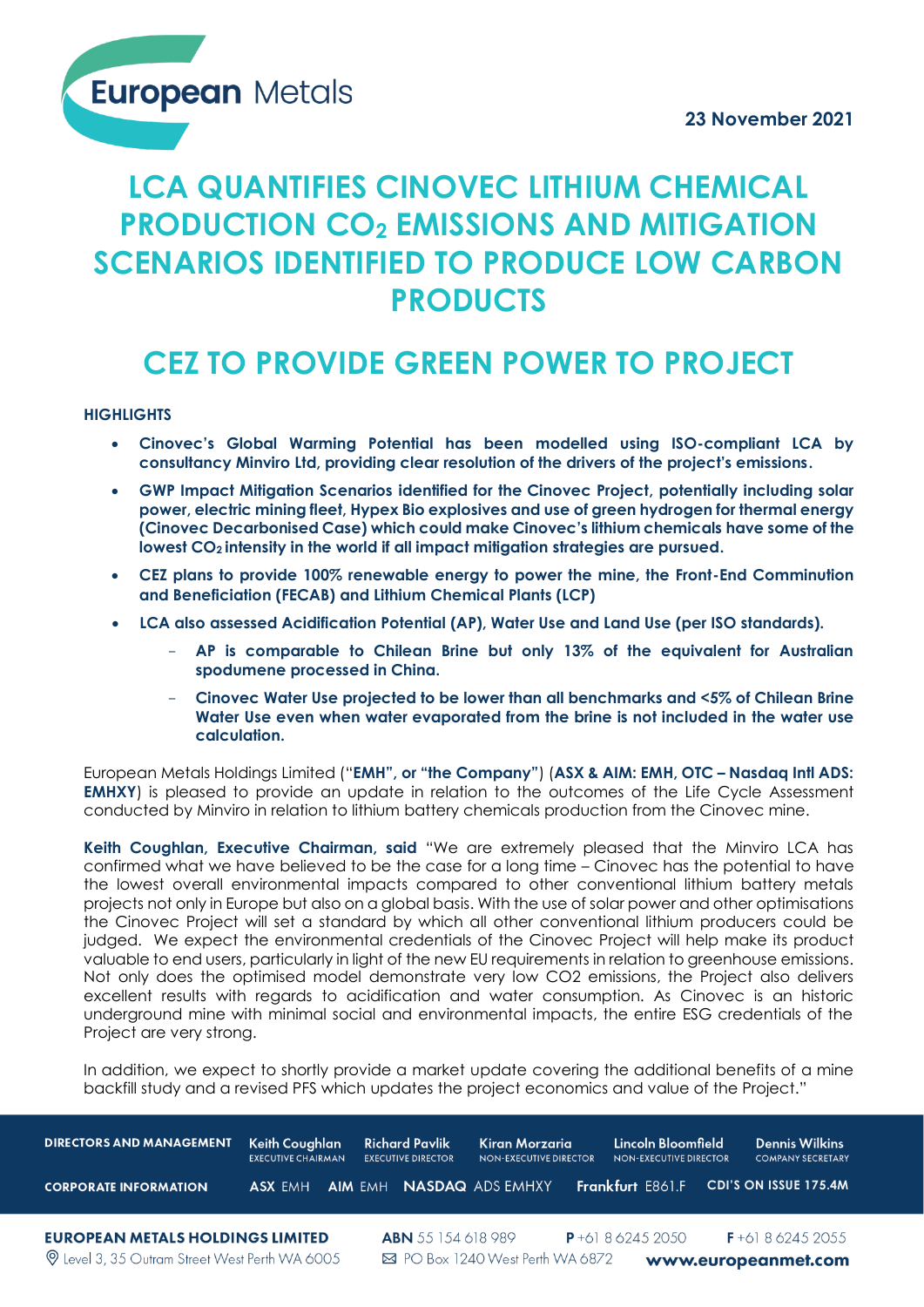23 November 2021

# LCA QUANTIFIES CINOVEC LITHIUM CHEMICAL PRODUCTION $CO_2$ EMISSIONS AND MITIGATION SCENARIOS IDENTIFIED TO PRODUCE LOW CARBON PRODUCTS

# CEZ TO PROVIDE GREEN POWER TO PROJECT

**HIGHLIGHTS**

- **Cinovec's Global Warming Potential has been modelled using ISO-compliant LCA by consultancy Minviro Ltd, providing clear resolution of the drivers of the project's emissions.**
- **GWP Impact Mitigation Scenarios identified for the Cinovec Project, potentially including solar power, electric mining fleet, Hypex Bio explosives and use of green hydrogen for thermal energy (Cinovec Decarbonised Case) which could make Cinovec's lithium chemicals have some of the lowest $CO_2$ intensity in the world if all impact mitigation strategies are pursued.**
- **CEZ plans to provide 100% renewable energy to power the mine, the Front-End Comminution and Beneficiation (FECAB) and Lithium Chemical Plants (LCP)**
- **LCA also assessed Acidification Potential (AP), Water Use and Land Use (per ISO standards).**
  - **AP is comparable to Chilean Brine but only 13% of the equivalent for Australian spodumene processed in China.**
  - **Cinovec Water Use projected to be lower than all benchmarks and <5% of Chilean Brine Water Use even when water evaporated from the brine is not included in the water use calculation.**

European Metals Holdings Limited ("**EMH", or "the Company"**) (**ASX & AIM: EMH, OTC – Nasdaq Intl ADS: EMHXY**) is pleased to provide an update in relation to the outcomes of the Life Cycle Assessment conducted by Minviro in relation to lithium battery chemicals production from the Cinovec mine.

**Keith Coughlan, Executive Chairman, said** "We are extremely pleased that the Minviro LCA has confirmed what we have believed to be the case for a long time – Cinovec has the potential to have the lowest overall environmental impacts compared to other conventional lithium battery metals projects not only in Europe but also on a global basis. With the use of solar power and other optimisations the Cinovec Project will set a standard by which all other conventional lithium producers could be judged. We expect the environmental credentials of the Cinovec Project will help make its product valuable to end users, particularly in light of the new EU requirements in relation to greenhouse emissions. Not only does the optimised model demonstrate very low CO2 emissions, the Project also delivers excellent results with regards to acidification and water consumption. As Cinovec is an historic underground mine with minimal social and environmental impacts, the entire ESG credentials of the Project are very strong.

In addition, we expect to shortly provide a market update covering the additional benefits of a mine backfill study and a revised PFS which updates the project economics and value of the Project."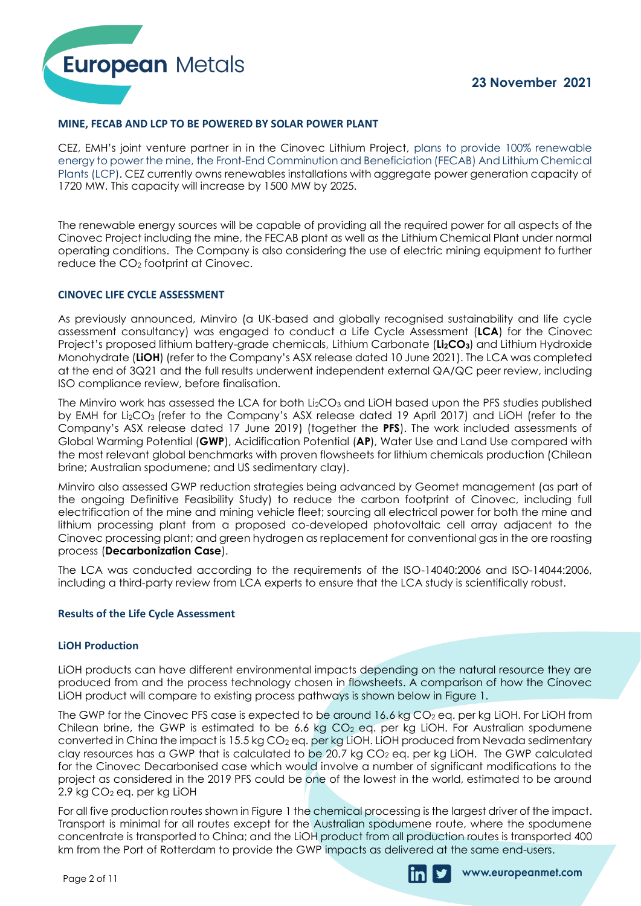## MINE, FECAB AND LCP TO BE POWERED BY SOLAR POWER PLANT

CEZ, EMH's joint venture partner in in the Cinovec Lithium Project, plans to provide 100% renewable energy to power the mine, the Front-End Comminution and Beneficiation (FECAB) And Lithium Chemical Plants (LCP). CEZ currently owns renewables installations with aggregate power generation capacity of 1720 MW. This capacity will increase by 1500 MW by 2025.

The renewable energy sources will be capable of providing all the required power for all aspects of the Cinovec Project including the mine, the FECAB plant as well as the Lithium Chemical Plant under normal operating conditions. The Company is also considering the use of electric mining equipment to further reduce the $CO_2$ footprint at Cinovec.

## CINOVEC LIFE CYCLE ASSESSMENT

As previously announced, Minviro (a UK-based and globally recognised sustainability and life cycle assessment consultancy) was engaged to conduct a Life Cycle Assessment (**LCA**) for the Cinovec Project's proposed lithium battery-grade chemicals, Lithium Carbonate (**$Li_2CO_3$**) and Lithium Hydroxide Monohydrate (**LiOH**) (refer to the Company's ASX release dated 10 June 2021). The LCA was completed at the end of 3Q21 and the full results underwent independent external QA/QC peer review, including ISO compliance review, before finalisation.

The Minviro work has assessed the LCA for both $Li_2CO_3$ and LiOH based upon the PFS studies published by EMH for $Li_2CO_3$ (refer to the Company's ASX release dated 19 April 2017) and LiOH (refer to the Company's ASX release dated 17 June 2019) (together the **PFS**). The work included assessments of Global Warming Potential (**GWP**), Acidification Potential (**AP**), Water Use and Land Use compared with the most relevant global benchmarks with proven flowsheets for lithium chemicals production (Chilean brine; Australian spodumene; and US sedimentary clay).

Minviro also assessed GWP reduction strategies being advanced by Geomet management (as part of the ongoing Definitive Feasibility Study) to reduce the carbon footprint of Cinovec, including full electrification of the mine and mining vehicle fleet; sourcing all electrical power for both the mine and lithium processing plant from a proposed co-developed photovoltaic cell array adjacent to the Cinovec processing plant; and green hydrogen as replacement for conventional gas in the ore roasting process (**Decarbonization Case**).

The LCA was conducted according to the requirements of the ISO-14040:2006 and ISO-14044:2006, including a third-party review from LCA experts to ensure that the LCA study is scientifically robust.

### Results of the Life Cycle Assessment

### LiOH Production

LiOH products can have different environmental impacts depending on the natural resource they are produced from and the process technology chosen in flowsheets. A comparison of how the Cínovec LiOH product will compare to existing process pathways is shown below in Figure 1.

The GWP for the Cinovec PFS case is expected to be around 16.6 kg $CO_2$ eq. per kg LiOH. For LiOH from Chilean brine, the GWP is estimated to be 6.6 kg $CO_2$ eq. per kg LiOH. For Australian spodumene converted in China the impact is 15.5 kg $CO_2$ eq. per kg LiOH. LiOH produced from Nevada sedimentary clay resources has a GWP that is calculated to be 20.7 kg $CO_2$ eq. per kg LiOH. The GWP calculated for the Cinovec Decarbonised case which would involve a number of significant modifications to the project as considered in the 2019 PFS could be one of the lowest in the world, estimated to be around 2.9 kg $CO_2$ eq. per kg LiOH

For all five production routes shown in Figure 1 the chemical processing is the largest driver of the impact. Transport is minimal for all routes except for the Australian spodumene route, where the spodumene concentrate is transported to China; and the LiOH product from all production routes is transported 400 km from the Port of Rotterdam to provide the GWP impacts as delivered at the same end-users.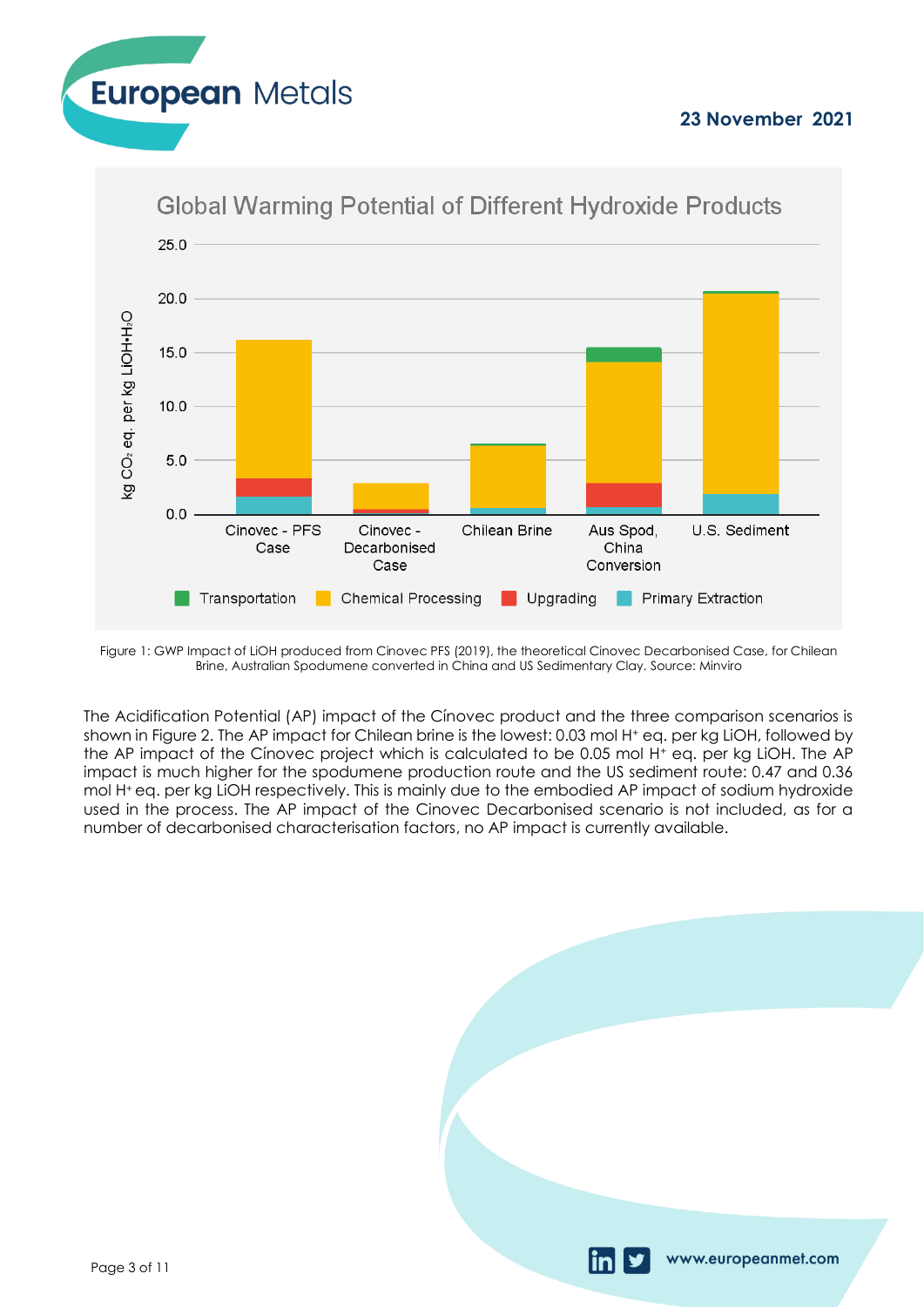Figure 1: GWP Impact of LiOH produced from Cinovec PFS (2019), the theoretical Cinovec Decarbonised Case, for Chilean Brine, Australian Spodumene converted in China and US Sedimentary Clay. Source: Minviro

The Acidification Potential (AP) impact of the Cínovec product and the three comparison scenarios is shown in Figure 2. The AP impact for Chilean brine is the lowest: 0.03 mol $H^+$ eq. per kg LiOH, followed by the AP impact of the Cínovec project which is calculated to be 0.05 mol $H^+$ eq. per kg LiOH. The AP impact is much higher for the spodumene production route and the US sediment route: 0.47 and 0.36 mol $H^+$ eq. per kg LiOH respectively. This is mainly due to the embodied AP impact of sodium hydroxide used in the process. The AP impact of the Cinovec Decarbonised scenario is not included, as for a number of decarbonised characterisation factors, no AP impact is currently available.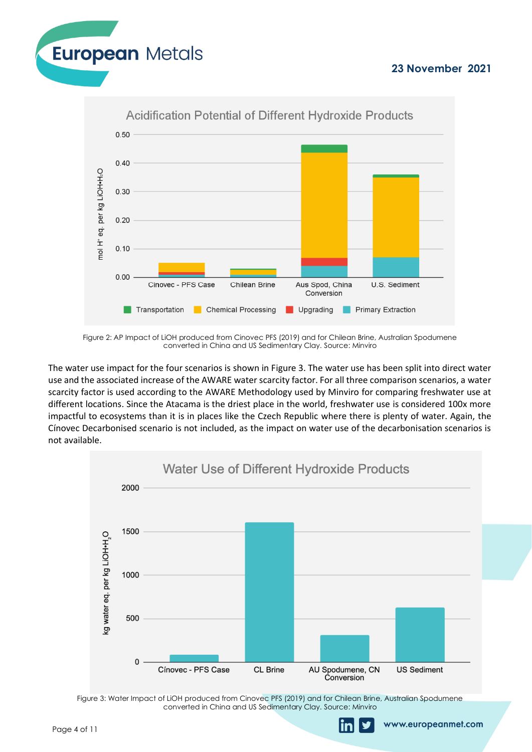Figure 2: AP Impact of LiOH produced from Cinovec PFS (2019) and for Chilean Brine, Australian Spodumene converted in China and US Sedimentary Clay. Source: Minviro

The water use impact for the four scenarios is shown in Figure 3. The water use has been split into direct water use and the associated increase of the AWARE water scarcity factor. For all three comparison scenarios, a water scarcity factor is used according to the AWARE Methodology used by Minviro for comparing freshwater use at different locations. Since the Atacama is the driest place in the world, freshwater use is considered 100x more impactful to ecosystems than it is in places like the Czech Republic where there is plenty of water. Again, the Cínovec Decarbonised scenario is not included, as the impact on water use of the decarbonisation scenarios is not available.

Figure 3: Water Impact of LiOH produced from Cinovec PFS (2019) and for Chilean Brine, Australian Spodumene converted in China and US Sedimentary Clay. Source: Minviro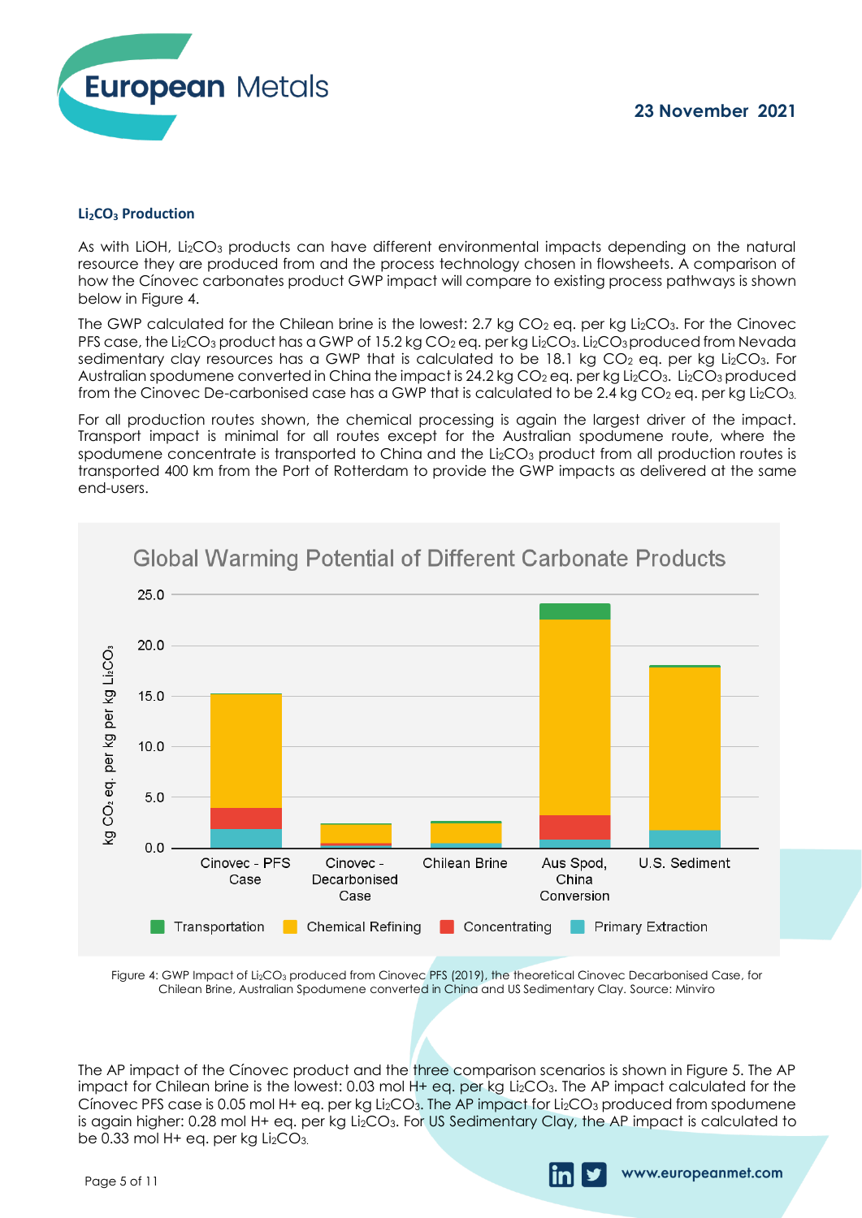### $Li_2CO_3$ Production

As with LiOH, $Li_2CO_3$ products can have different environmental impacts depending on the natural resource they are produced from and the process technology chosen in flowsheets. A comparison of how the Cínovec carbonates product GWP impact will compare to existing process pathways is shown below in Figure 4.

The GWP calculated for the Chilean brine is the lowest: 2.7 kg $CO_2$ eq. per kg $Li_2CO_3$. For the Cinovec PFS case, the $Li_2CO_3$ product has a GWP of 15.2 kg $CO_2$ eq. per kg $Li_2CO_3$. $Li_2CO_3$ produced from Nevada sedimentary clay resources has a GWP that is calculated to be 18.1 kg $CO_2$ eq. per kg $Li_2CO_3$. For Australian spodumene converted in China the impact is 24.2 kg $CO_2$ eq. per kg $Li_2CO_3$. $Li_2CO_3$ produced from the Cinovec De-carbonised case has a GWP that is calculated to be 2.4 kg $CO_2$ eq. per kg $Li_2CO_3$.

For all production routes shown, the chemical processing is again the largest driver of the impact. Transport impact is minimal for all routes except for the Australian spodumene route, where the spodumene concentrate is transported to China and the $Li_2CO_3$ product from all production routes is transported 400 km from the Port of Rotterdam to provide the GWP impacts as delivered at the same end-users.

**Global Warming Potential of Different Carbonate Products**

Figure 4: GWP Impact of $Li_2CO_3$ produced from Cinovec PFS (2019), the theoretical Cinovec Decarbonised Case, for Chilean Brine, Australian Spodumene converted in China and US Sedimentary Clay. Source: Minviro

The AP impact of the Cínovec product and the three comparison scenarios is shown in Figure 5. The AP impact for Chilean brine is the lowest: 0.03 mol H+ eq. per kg $Li_2CO_3$. The AP impact calculated for the Cínovec PFS case is 0.05 mol H+ eq. per kg $Li_2CO_3$. The AP impact for $Li_2CO_3$ produced from spodumene is again higher: 0.28 mol H+ eq. per kg $Li_2CO_3$. For US Sedimentary Clay, the AP impact is calculated to be 0.33 mol H+ eq. per kg $Li_2CO_3$.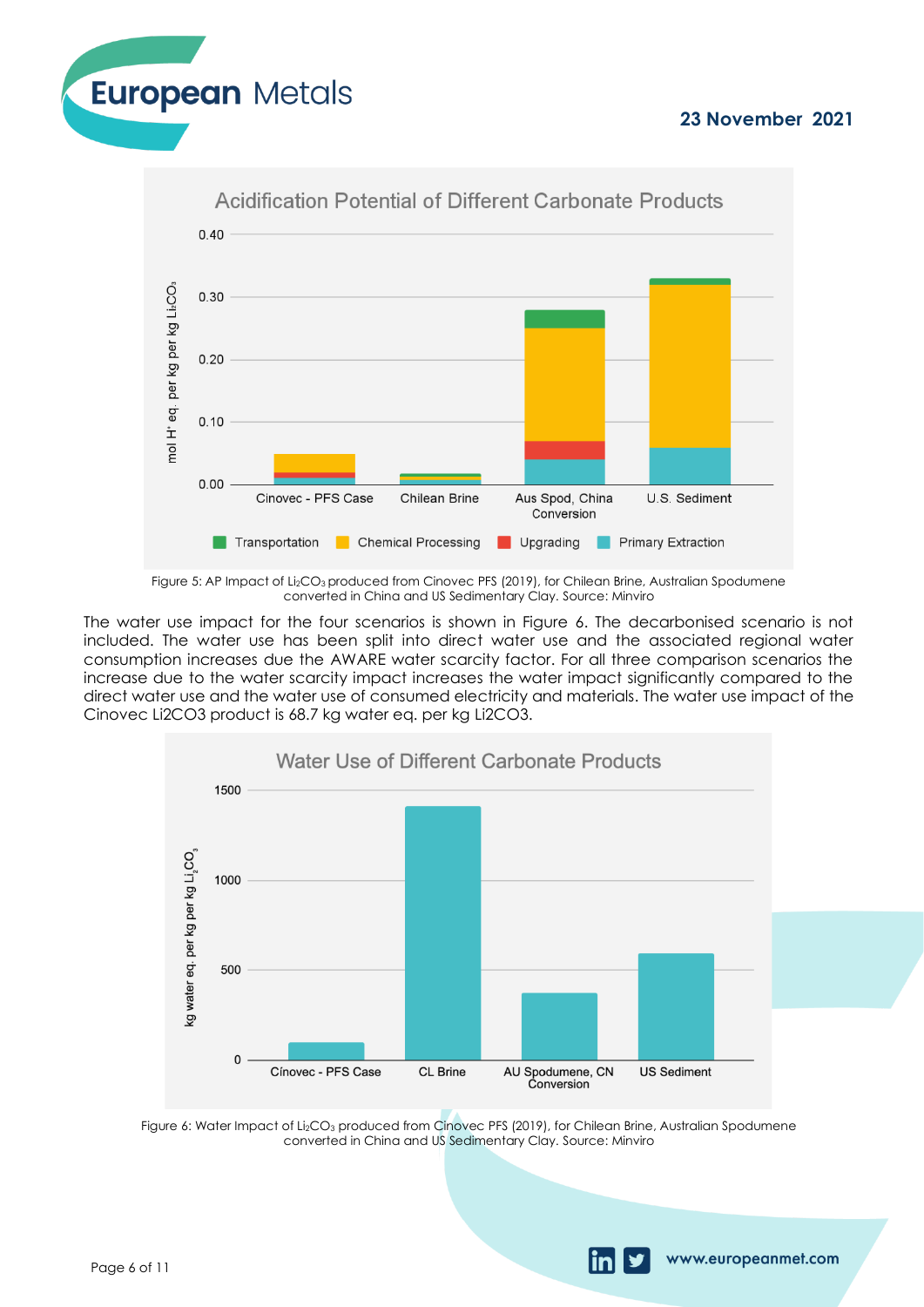Figure 5: AP Impact of $Li_2CO_3$ produced from Cinovec PFS (2019), for Chilean Brine, Australian Spodumene converted in China and US Sedimentary Clay. Source: Minviro

The water use impact for the four scenarios is shown in Figure 6. The decarbonised scenario is not included. The water use has been split into direct water use and the associated regional water consumption increases due the AWARE water scarcity factor. For all three comparison scenarios the increase due to the water scarcity impact increases the water impact significantly compared to the direct water use and the water use of consumed electricity and materials. The water use impact of the Cinovec Li2CO3 product is 68.7 kg water eq. per kg Li2CO3.

Figure 6: Water Impact of $Li_2CO_3$ produced from Cinovec PFS (2019), for Chilean Brine, Australian Spodumene converted in China and US Sedimentary Clay. Source: Minviro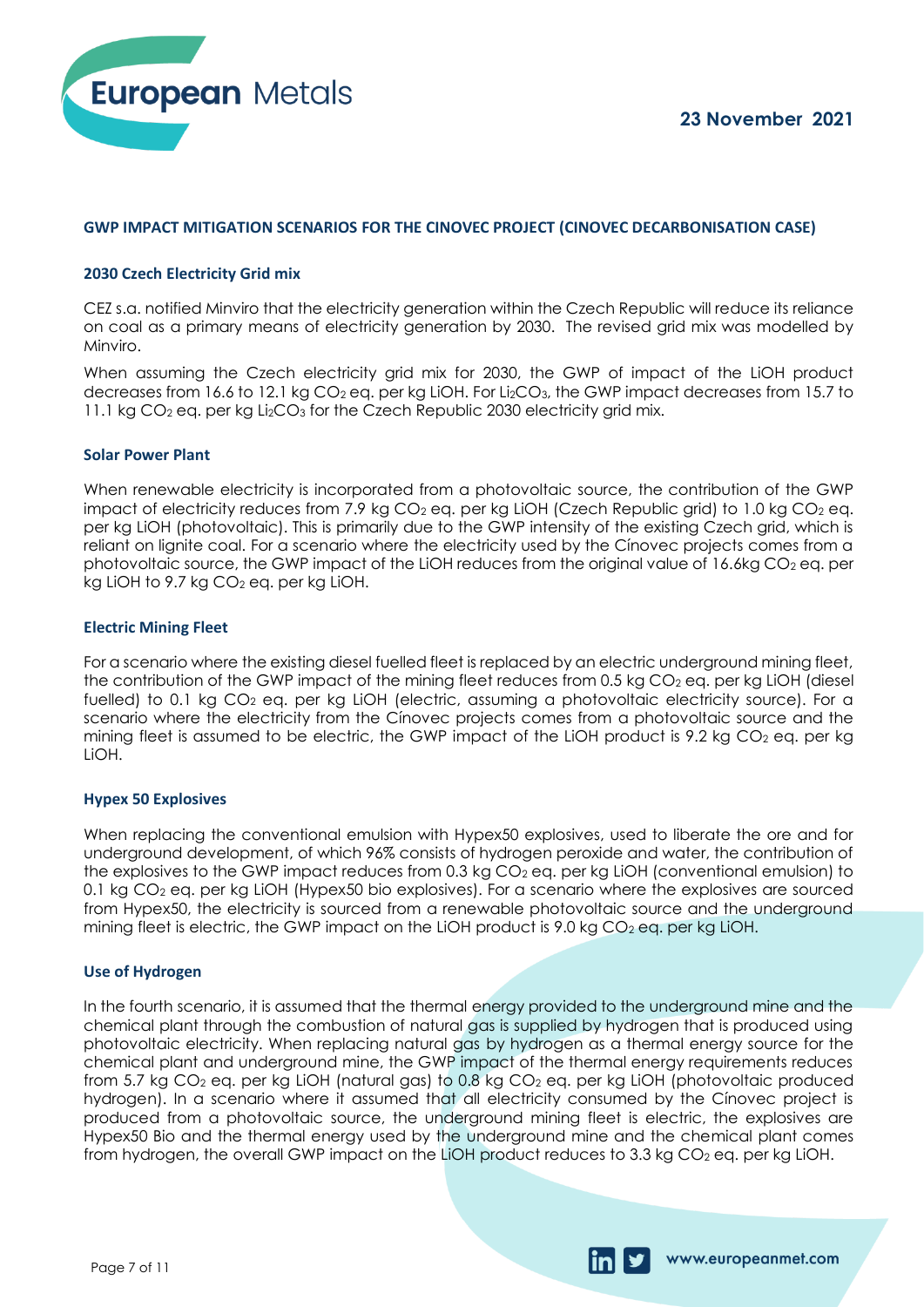## GWP IMPACT MITIGATION SCENARIOS FOR THE CINOVEC PROJECT (CINOVEC DECARBONISATION CASE)

### 2030 Czech Electricity Grid mix

CEZ s.a. notified Minviro that the electricity generation within the Czech Republic will reduce its reliance on coal as a primary means of electricity generation by 2030. The revised grid mix was modelled by Minviro.

When assuming the Czech electricity grid mix for 2030, the GWP of impact of the LiOH product decreases from 16.6 to 12.1 kg $CO_2$ eq. per kg LiOH. For $Li_2CO_3$, the GWP impact decreases from 15.7 to 11.1 kg $CO_2$ eq. per kg $Li_2CO_3$ for the Czech Republic 2030 electricity grid mix.

### Solar Power Plant

When renewable electricity is incorporated from a photovoltaic source, the contribution of the GWP impact of electricity reduces from 7.9 kg $CO_2$ eq. per kg LiOH (Czech Republic grid) to 1.0 kg $CO_2$ eq. per kg LiOH (photovoltaic). This is primarily due to the GWP intensity of the existing Czech grid, which is reliant on lignite coal. For a scenario where the electricity used by the Cínovec projects comes from a photovoltaic source, the GWP impact of the LiOH reduces from the original value of 16.6kg $CO_2$ eq. per kg LiOH to 9.7 kg $CO_2$ eq. per kg LiOH.

### Electric Mining Fleet

For a scenario where the existing diesel fuelled fleet is replaced by an electric underground mining fleet, the contribution of the GWP impact of the mining fleet reduces from 0.5 kg $CO_2$ eq. per kg LiOH (diesel fuelled) to 0.1 kg $CO_2$ eq. per kg LiOH (electric, assuming a photovoltaic electricity source). For a scenario where the electricity from the Cínovec projects comes from a photovoltaic source and the mining fleet is assumed to be electric, the GWP impact of the LiOH product is 9.2 kg $CO_2$ eq. per kg LiOH.

### Hypex 50 Explosives

When replacing the conventional emulsion with Hypex50 explosives, used to liberate the ore and for underground development, of which 96% consists of hydrogen peroxide and water, the contribution of the explosives to the GWP impact reduces from 0.3 kg $CO_2$ eq. per kg LiOH (conventional emulsion) to 0.1 kg $CO_2$ eq. per kg LiOH (Hypex50 bio explosives). For a scenario where the explosives are sourced from Hypex50, the electricity is sourced from a renewable photovoltaic source and the underground mining fleet is electric, the GWP impact on the LiOH product is 9.0 kg $CO_2$ eq. per kg LiOH.

### Use of Hydrogen

In the fourth scenario, it is assumed that the thermal energy provided to the underground mine and the chemical plant through the combustion of natural gas is supplied by hydrogen that is produced using photovoltaic electricity. When replacing natural gas by hydrogen as a thermal energy source for the chemical plant and underground mine, the GWP impact of the thermal energy requirements reduces from 5.7 kg $CO_2$ eq. per kg LiOH (natural gas) to 0.8 kg $CO_2$ eq. per kg LiOH (photovoltaic produced hydrogen). In a scenario where it assumed that all electricity consumed by the Cínovec project is produced from a photovoltaic source, the underground mining fleet is electric, the explosives are Hypex50 Bio and the thermal energy used by the underground mine and the chemical plant comes from hydrogen, the overall GWP impact on the LiOH product reduces to 3.3 kg $CO_2$ eq. per kg LiOH.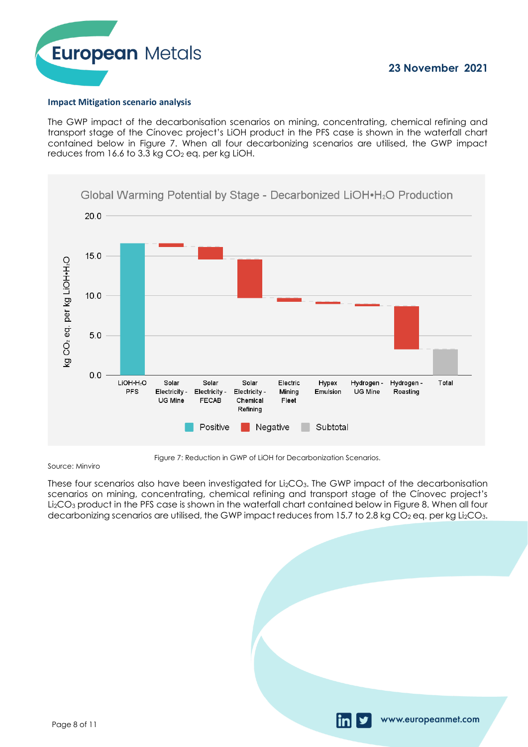**Impact Mitigation scenario analysis**

The GWP impact of the decarbonisation scenarios on mining, concentrating, chemical refining and transport stage of the Cínovec project's LiOH product in the PFS case is shown in the waterfall chart contained below in Figure 7. When all four decarbonizing scenarios are utilised, the GWP impact reduces from 16.6 to 3.3 kg $CO_2$ eq. per kg LiOH.

Source: Minviro

Figure 7: Reduction in GWP of LiOH for Decarbonization Scenarios.

These four scenarios also have been investigated for $Li_2CO_3$. The GWP impact of the decarbonisation scenarios on mining, concentrating, chemical refining and transport stage of the Cínovec project's $Li_2CO_3$ product in the PFS case is shown in the waterfall chart contained below in Figure 8. When all four decarbonizing scenarios are utilised, the GWP impact reduces from 15.7 to 2.8 kg $CO_2$ eq. per kg $Li_2CO_3$.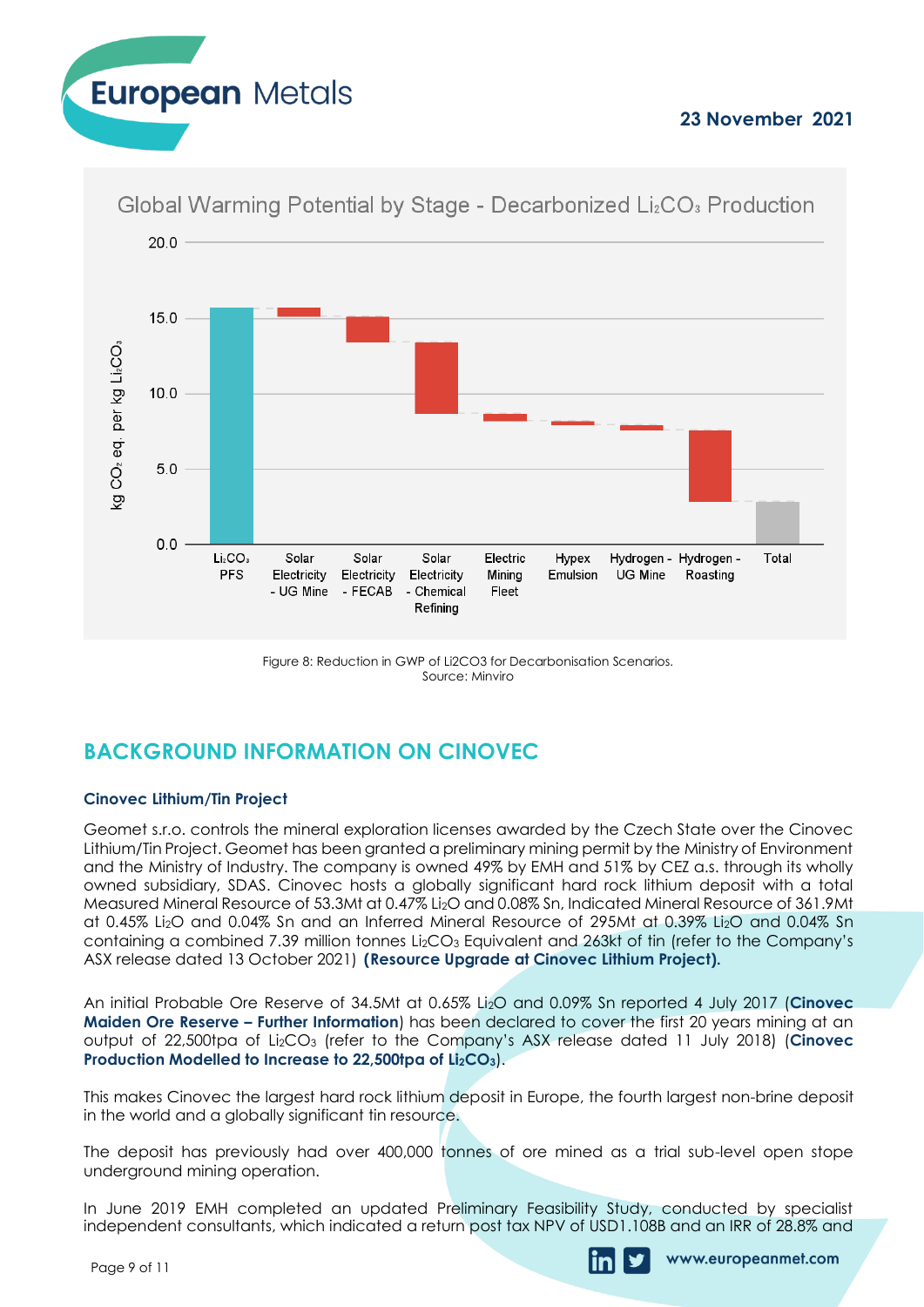Global Warming Potential by Stage - Decarbonized $Li_2CO_3$ Production

Figure 8: Reduction in GWP of Li2CO3 for Decarbonisation Scenarios.
Source: Minviro

## BACKGROUND INFORMATION ON CINOVEC

### Cinovec Lithium/Tin Project

Geomet s.r.o. controls the mineral exploration licenses awarded by the Czech State over the Cinovec Lithium/Tin Project. Geomet has been granted a preliminary mining permit by the Ministry of Environment and the Ministry of Industry. The company is owned 49% by EMH and 51% by CEZ a.s. through its wholly owned subsidiary, SDAS. Cinovec hosts a globally significant hard rock lithium deposit with a total Measured Mineral Resource of 53.3Mt at 0.47% $Li_2O$ and 0.08% Sn, Indicated Mineral Resource of 361.9Mt at 0.45% $Li_2O$ and 0.04% Sn and an Inferred Mineral Resource of 295Mt at 0.39% $Li_2O$ and 0.04% Sn containing a combined 7.39 million tonnes $Li_2CO_3$ Equivalent and 263kt of tin (refer to the Company's ASX release dated 13 October 2021) **(Resource Upgrade at Cinovec Lithium Project).**

An initial Probable Ore Reserve of 34.5Mt at 0.65% $Li_2O$ and 0.09% Sn reported 4 July 2017 (**Cinovec Maiden Ore Reserve – Further Information**) has been declared to cover the first 20 years mining at an output of 22,500tpa of $Li_2CO_3$ (refer to the Company's ASX release dated 11 July 2018) (**Cinovec Production Modelled to Increase to 22,500tpa of $Li_2CO_3$**).

This makes Cinovec the largest hard rock lithium deposit in Europe, the fourth largest non-brine deposit in the world and a globally significant tin resource.

The deposit has previously had over 400,000 tonnes of ore mined as a trial sub-level open stope underground mining operation.

In June 2019 EMH completed an updated Preliminary Feasibility Study, conducted by specialist independent consultants, which indicated a return post tax NPV of USD1.108B and an IRR of 28.8% and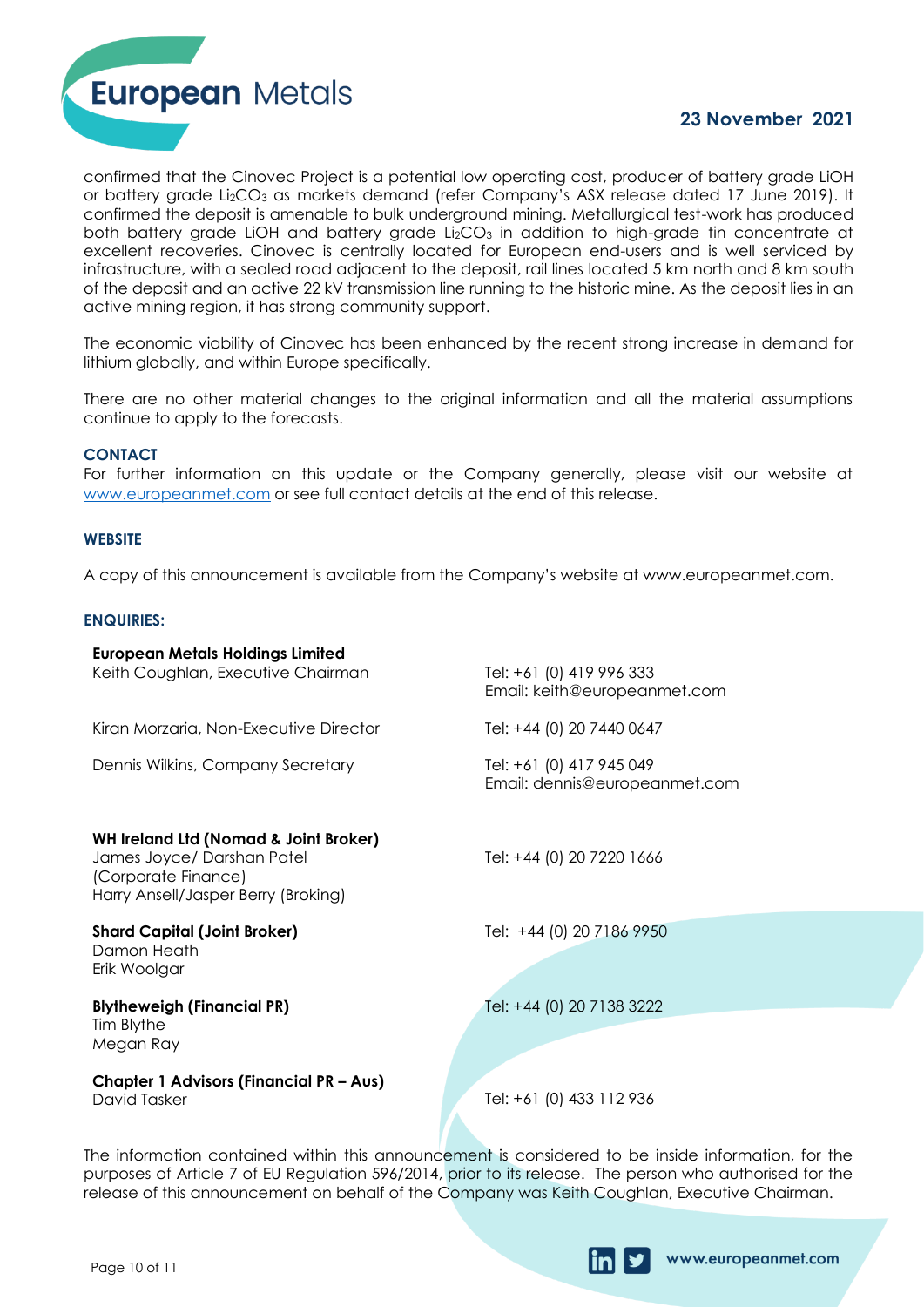confirmed that the Cinovec Project is a potential low operating cost, producer of battery grade LiOH or battery grade $Li_2CO_3$ as markets demand (refer Company's ASX release dated 17 June 2019). It confirmed the deposit is amenable to bulk underground mining. Metallurgical test-work has produced both battery grade LiOH and battery grade $Li_2CO_3$ in addition to high-grade tin concentrate at excellent recoveries. Cinovec is centrally located for European end-users and is well serviced by infrastructure, with a sealed road adjacent to the deposit, rail lines located 5 km north and 8 km south of the deposit and an active 22 kV transmission line running to the historic mine. As the deposit lies in an active mining region, it has strong community support.

The economic viability of Cinovec has been enhanced by the recent strong increase in demand for lithium globally, and within Europe specifically.

There are no other material changes to the original information and all the material assumptions continue to apply to the forecasts.

### CONTACT

For further information on this update or the Company generally, please visit our website at www.europeanmet.com or see full contact details at the end of this release.

### WEBSITE

A copy of this announcement is available from the Company's website at www.europeanmet.com.

### ENQUIRIES:

| | |
|---|---|
| **European Metals Holdings Limited** | |
| Keith Coughlan, Executive Chairman | Tel: +61 (0) 419 996 333<br>Email: keith@europeanmet.com |
| Kiran Morzaria, Non-Executive Director | Tel: +44 (0) 20 7440 0647 |
| Dennis Wilkins, Company Secretary | Tel: +61 (0) 417 945 049<br>Email: dennis@europeanmet.com |
| **WH Ireland Ltd (Nomad & Joint Broker)**<br>James Joyce/ Darshan Patel (Corporate Finance)<br>Harry Ansell/Jasper Berry (Broking) | Tel: +44 (0) 20 7220 1666 |
| **Shard Capital (Joint Broker)**<br>Damon Heath<br>Erik Woolgar | Tel: +44 (0) 20 7186 9950 |
| **Blytheweigh (Financial PR)**<br>Tim Blythe<br>Megan Ray | Tel: +44 (0) 20 7138 3222 |
| **Chapter 1 Advisors (Financial PR – Aus)**<br>David Tasker | Tel: +61 (0) 433 112 936 |

The information contained within this announcement is considered to be inside information, for the purposes of Article 7 of EU Regulation 596/2014, prior to its release. The person who authorised for the release of this announcement on behalf of the Company was Keith Coughlan, Executive Chairman.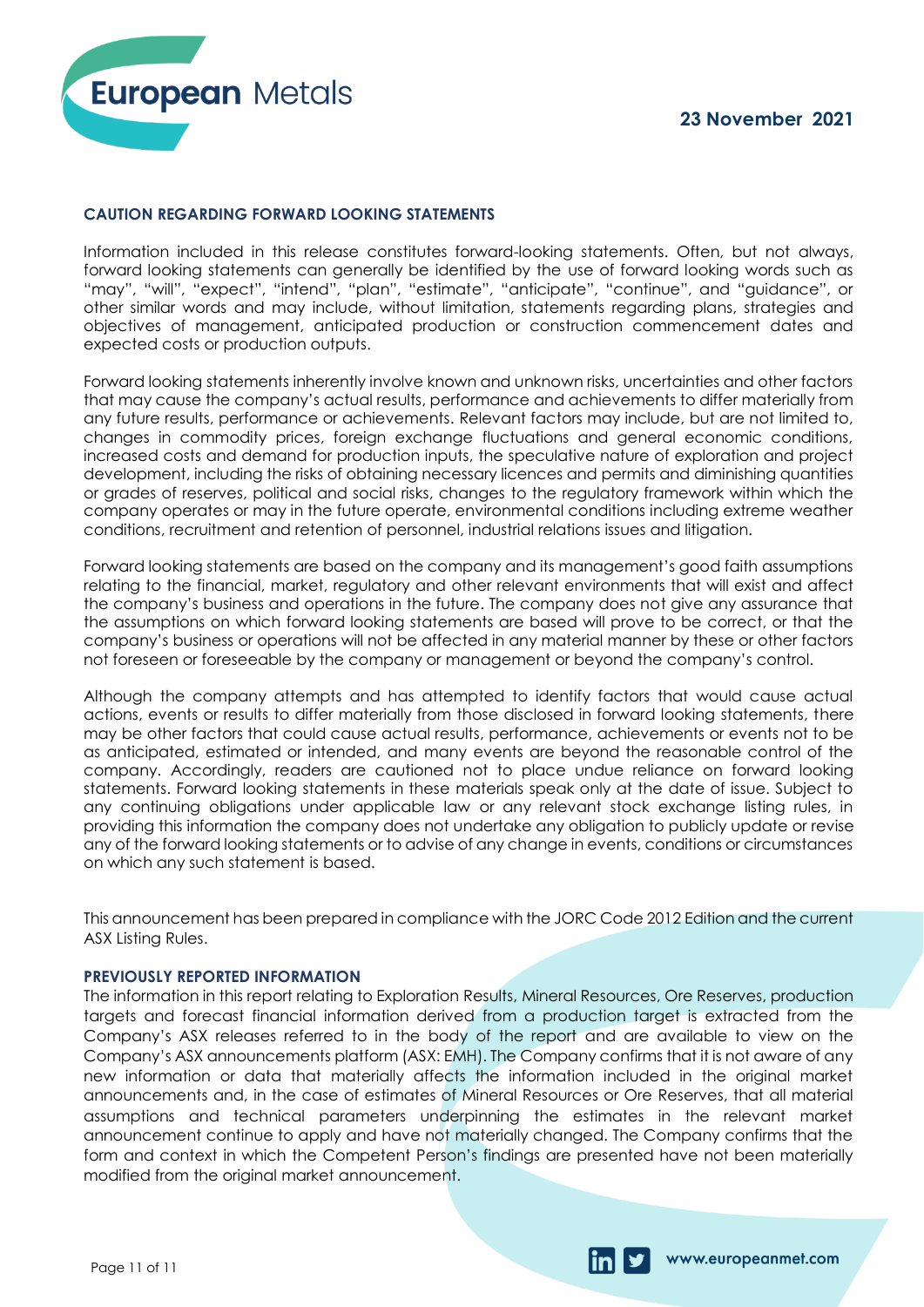## CAUTION REGARDING FORWARD LOOKING STATEMENTS

Information included in this release constitutes forward-looking statements. Often, but not always, forward looking statements can generally be identified by the use of forward looking words such as "may", "will", "expect", "intend", "plan", "estimate", "anticipate", "continue", and "guidance", or other similar words and may include, without limitation, statements regarding plans, strategies and objectives of management, anticipated production or construction commencement dates and expected costs or production outputs.

Forward looking statements inherently involve known and unknown risks, uncertainties and other factors that may cause the company's actual results, performance and achievements to differ materially from any future results, performance or achievements. Relevant factors may include, but are not limited to, changes in commodity prices, foreign exchange fluctuations and general economic conditions, increased costs and demand for production inputs, the speculative nature of exploration and project development, including the risks of obtaining necessary licences and permits and diminishing quantities or grades of reserves, political and social risks, changes to the regulatory framework within which the company operates or may in the future operate, environmental conditions including extreme weather conditions, recruitment and retention of personnel, industrial relations issues and litigation.

Forward looking statements are based on the company and its management's good faith assumptions relating to the financial, market, regulatory and other relevant environments that will exist and affect the company's business and operations in the future. The company does not give any assurance that the assumptions on which forward looking statements are based will prove to be correct, or that the company's business or operations will not be affected in any material manner by these or other factors not foreseen or foreseeable by the company or management or beyond the company's control.

Although the company attempts and has attempted to identify factors that would cause actual actions, events or results to differ materially from those disclosed in forward looking statements, there may be other factors that could cause actual results, performance, achievements or events not to be as anticipated, estimated or intended, and many events are beyond the reasonable control of the company. Accordingly, readers are cautioned not to place undue reliance on forward looking statements. Forward looking statements in these materials speak only at the date of issue. Subject to any continuing obligations under applicable law or any relevant stock exchange listing rules, in providing this information the company does not undertake any obligation to publicly update or revise any of the forward looking statements or to advise of any change in events, conditions or circumstances on which any such statement is based.

This announcement has been prepared in compliance with the JORC Code 2012 Edition and the current ASX Listing Rules.

## PREVIOUSLY REPORTED INFORMATION

The information in this report relating to Exploration Results, Mineral Resources, Ore Reserves, production targets and forecast financial information derived from a production target is extracted from the Company's ASX releases referred to in the body of the report and are available to view on the Company's ASX announcements platform (ASX: EMH). The Company confirms that it is not aware of any new information or data that materially affects the information included in the original market announcements and, in the case of estimates of Mineral Resources or Ore Reserves, that all material assumptions and technical parameters underpinning the estimates in the relevant market announcement continue to apply and have not materially changed. The Company confirms that the form and context in which the Competent Person's findings are presented have not been materially modified from the original market announcement.